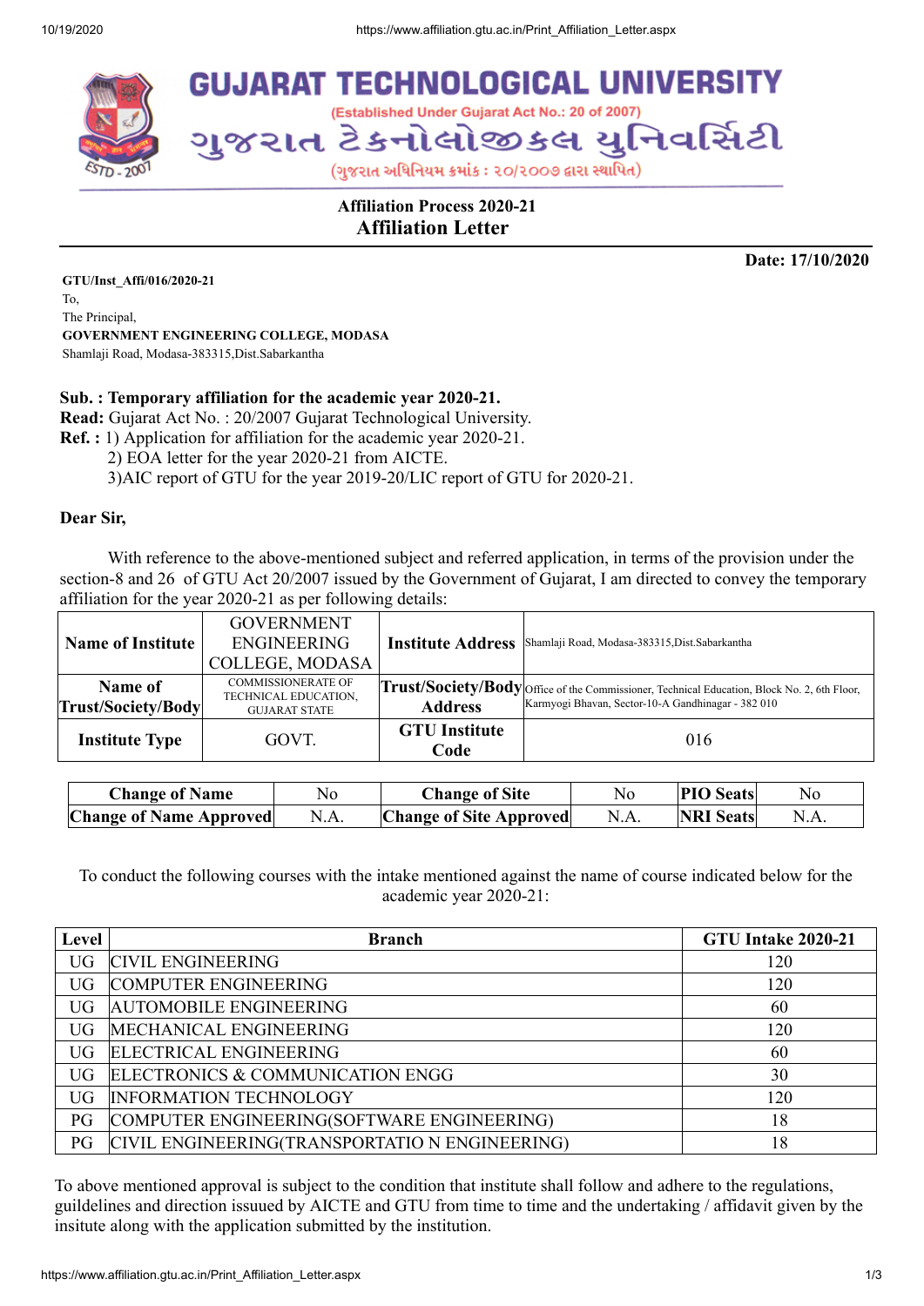# GUJARAT TECHNOLOGICAL UNIVERSITY

(Established Under Gujarat Act No.: 20 of 2007)

ગુજરાત ટેકનોલોજીકલ યુનિવર્સિટી

(ગુજરાત અધિનિયમ ક્રમાંક : ૨૦/૨૦૦૭ દ્વારા સ્થાપિત)

**Affiliation Process 2020-21**

## Affiliation Letter

**Date: 17/10/2020**

**GTU/Inst_Affi/016/2020-21**
To,
The Principal,
**GOVERNMENT ENGINEERING COLLEGE, MODASA**
Shamlaji Road, Modasa-383315,Dist.Sabarkantha

**Sub. : Temporary affiliation for the academic year 2020-21.**
**Read:** Gujarat Act No. : 20/2007 Gujarat Technological University.
**Ref. :** 1) Application for affiliation for the academic year 2020-21.
2) EOA letter for the year 2020-21 from AICTE.
3)AIC report of GTU for the year 2019-20/LIC report of GTU for 2020-21.

**Dear Sir,**

With reference to the above-mentioned subject and referred application, in terms of the provision under the section-8 and 26 of GTU Act 20/2007 issued by the Government of Gujarat, I am directed to convey the temporary affiliation for the year 2020-21 as per following details:

| **Name of Institute** | GOVERNMENT ENGINEERING COLLEGE, MODASA | **Institute Address** | Shamlaji Road, Modasa-383315,Dist.Sabarkantha |
|---|---|---|---|
| **Name of Trust/Society/Body** | COMMISSIONERATE OF TECHNICAL EDUCATION, GUJARAT STATE | **Trust/Society/Body Address** | Office of the Commissioner, Technical Education, Block No. 2, 6th Floor, Karmyogi Bhavan, Sector-10-A Gandhinagar - 382 010 |
| **Institute Type** | GOVT. | **GTU Institute Code** | 016 |

| **Change of Name** | No | **Change of Site** | No | **PIO Seats** | No |
|---|---|---|---|---|---|
| **Change of Name Approved** | N.A. | **Change of Site Approved** | N.A. | **NRI Seats** | N.A. |

To conduct the following courses with the intake mentioned against the name of course indicated below for the academic year 2020-21:

| **Level** | **Branch** | **GTU Intake 2020-21** |
|---|---|---|
| UG | CIVIL ENGINEERING | 120 |
| UG | COMPUTER ENGINEERING | 120 |
| UG | AUTOMOBILE ENGINEERING | 60 |
| UG | MECHANICAL ENGINEERING | 120 |
| UG | ELECTRICAL ENGINEERING | 60 |
| UG | ELECTRONICS & COMMUNICATION ENGG | 30 |
| UG | INFORMATION TECHNOLOGY | 120 |
| PG | COMPUTER ENGINEERING(SOFTWARE ENGINEERING) | 18 |
| PG | CIVIL ENGINEERING(TRANSPORTATIO N ENGINEERING) | 18 |

To above mentioned approval is subject to the condition that institute shall follow and adhere to the regulations, guildelines and direction issued by AICTE and GTU from time to time and the undertaking / affidavit given by the insitute along with the application submitted by the institution.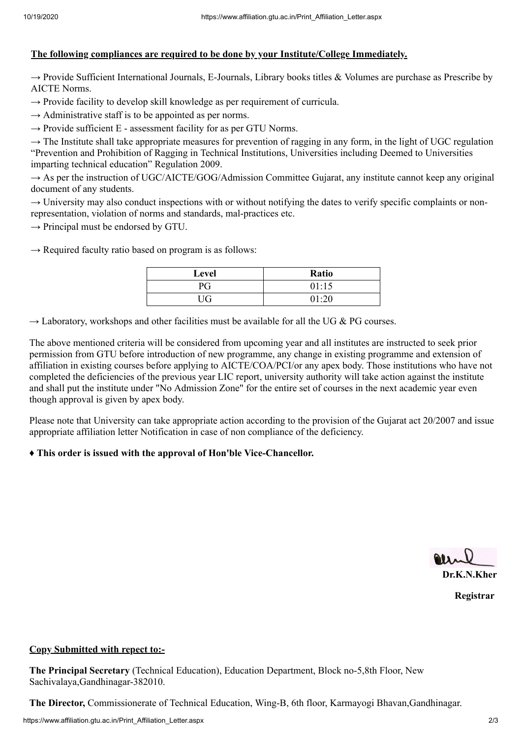**The following compliances are required to be done by your Institute/College Immediately.**

→ Provide Sufficient International Journals, E-Journals, Library books titles & Volumes are purchase as Prescribe by AICTE Norms.

→ Provide facility to develop skill knowledge as per requirement of curricula.

→ Administrative staff is to be appointed as per norms.

→ Provide sufficient E - assessment facility for as per GTU Norms.

→ The Institute shall take appropriate measures for prevention of ragging in any form, in the light of UGC regulation "Prevention and Prohibition of Ragging in Technical Institutions, Universities including Deemed to Universities imparting technical education" Regulation 2009.

→ As per the instruction of UGC/AICTE/GOG/Admission Committee Gujarat, any institute cannot keep any original document of any students.

→ University may also conduct inspections with or without notifying the dates to verify specific complaints or non-representation, violation of norms and standards, mal-practices etc.

→ Principal must be endorsed by GTU.

→ Required faculty ratio based on program is as follows:

| Level | Ratio |
|---|---|
| PG | 01:15 |
| UG | 01:20 |

→ Laboratory, workshops and other facilities must be available for all the UG & PG courses.

The above mentioned criteria will be considered from upcoming year and all institutes are instructed to seek prior permission from GTU before introduction of new programme, any change in existing programme and extension of affiliation in existing courses before applying to AICTE/COA/PCI/or any apex body. Those institutions who have not completed the deficiencies of the previous year LIC report, university authority will take action against the institute and shall put the institute under "No Admission Zone" for the entire set of courses in the next academic year even though approval is given by apex body.

Please note that University can take appropriate action according to the provision of the Gujarat act 20/2007 and issue appropriate affiliation letter Notification in case of non compliance of the deficiency.

♦ **This order is issued with the approval of Hon'ble Vice-Chancellor.**

**Dr.K.N.Kher**

**Registrar**

**Copy Submitted with repect to:-**

**The Principal Secretary** (Technical Education), Education Department, Block no-5,8th Floor, New Sachivalaya,Gandhinagar-382010.

**The Director,** Commissionerate of Technical Education, Wing-B, 6th floor, Karmayogi Bhavan,Gandhinagar.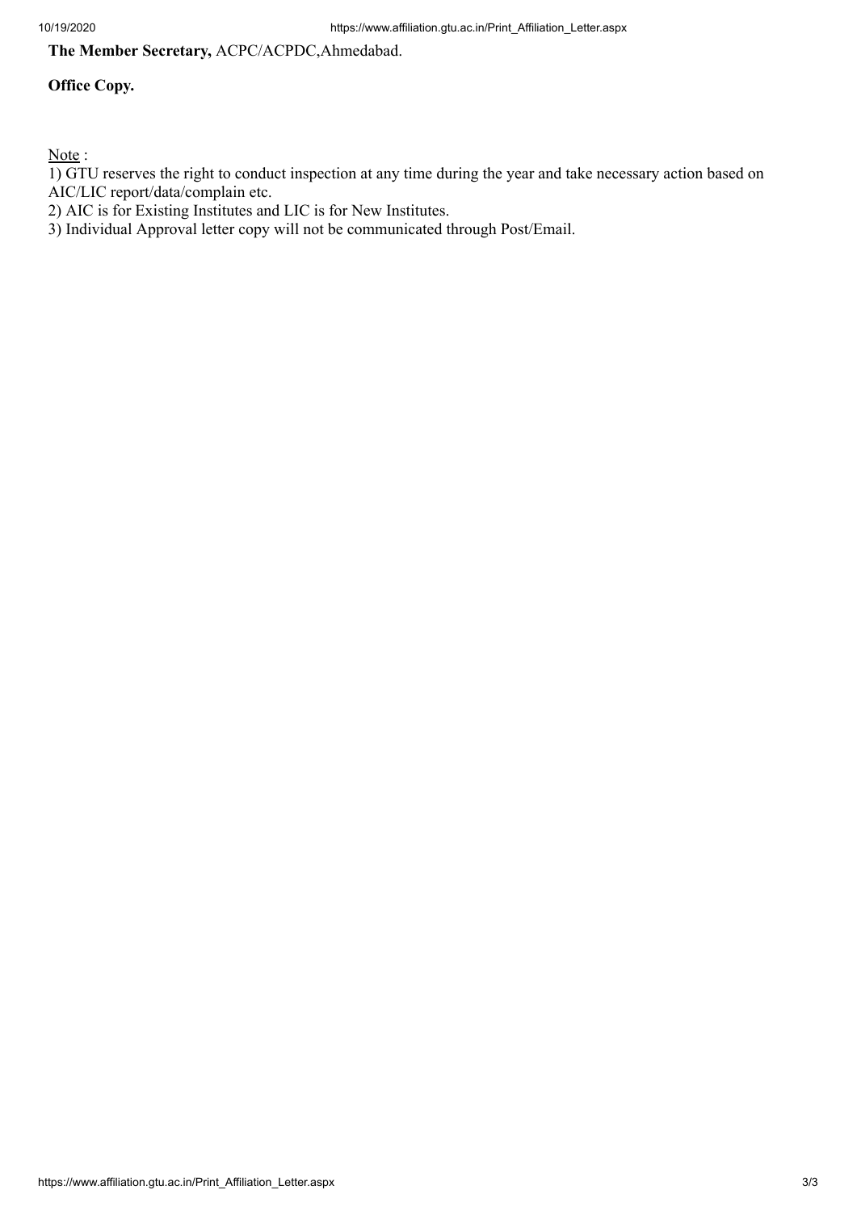**The Member Secretary,** ACPC/ACPDC,Ahmedabad.

**Office Copy.**

Note :

1) GTU reserves the right to conduct inspection at any time during the year and take necessary action based on AIC/LIC report/data/complain etc.

2) AIC is for Existing Institutes and LIC is for New Institutes.

3) Individual Approval letter copy will not be communicated through Post/Email.